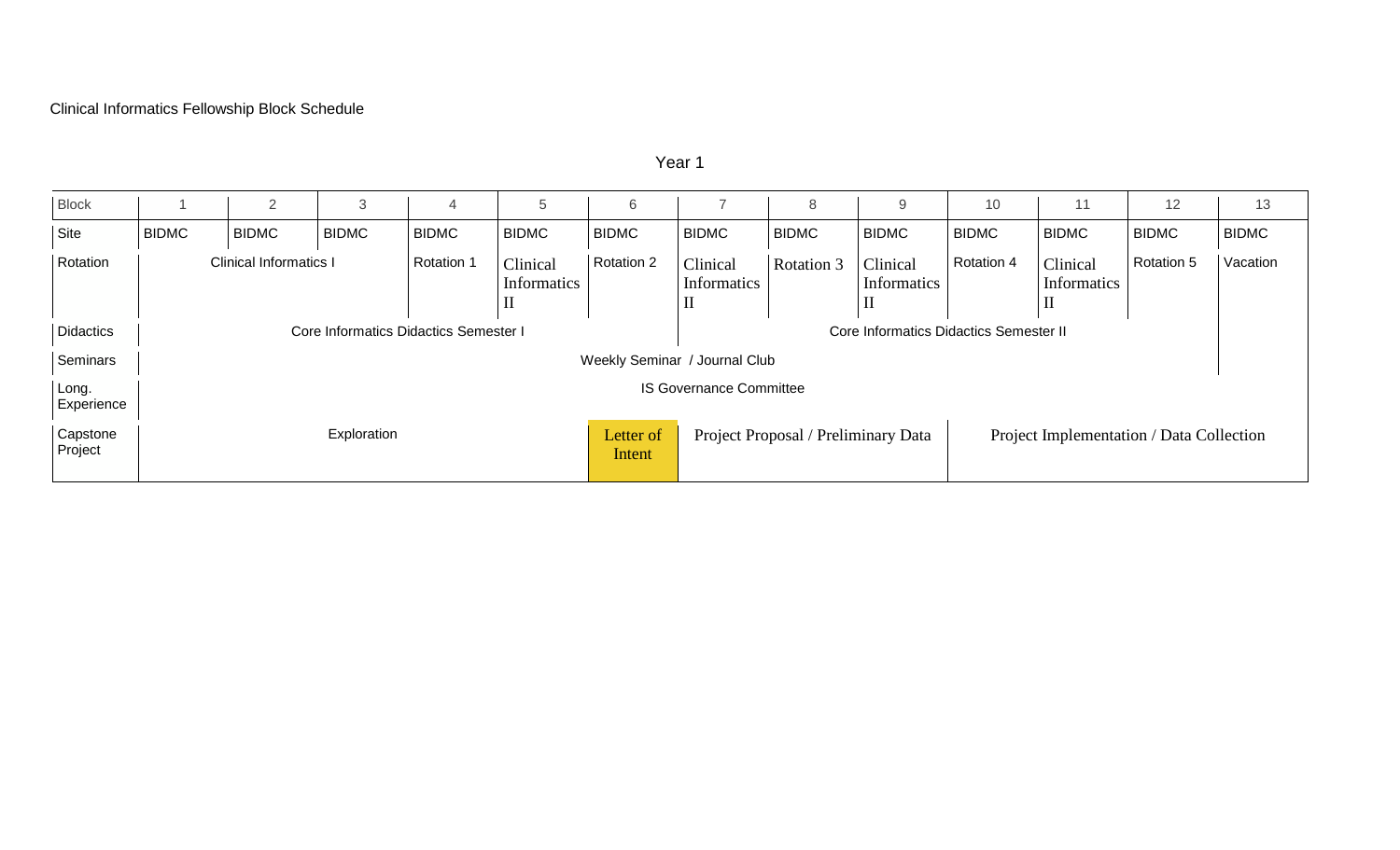Clinical Informatics Fellowship Block Schedule

Year 1

| Block | 1 | 2 | 3 | 4 | 5 | 6 | 7 | 8 | 9 | 10 | 11 | 12 | 13 |
|---|---|---|---|---|---|---|---|---|---|---|---|---|---|
| Site | BIDMC | BIDMC | BIDMC | BIDMC | BIDMC | BIDMC | BIDMC | BIDMC | BIDMC | BIDMC | BIDMC | BIDMC | BIDMC |
| Rotation | Clinical Informatics I | | | Rotation 1 | Clinical Informatics II | Rotation 2 | Clinical Informatics II | Rotation 3 | Clinical Informatics II | Rotation 4 | Clinical Informatics II | Rotation 5 | Vacation |
| Didactics | Core Informatics Didactics Semester I | | | | | | Core Informatics Didactics Semester II | | | | | | |
| Seminars | Weekly Seminar / Journal Club | | | | | | | | | | | | |
| Long. Experience | IS Governance Committee | | | | | | | | | | | | |
| Capstone Project | Exploration | | | | | Letter of Intent | Project Proposal / Preliminary Data | | | Project Implementation / Data Collection | | | |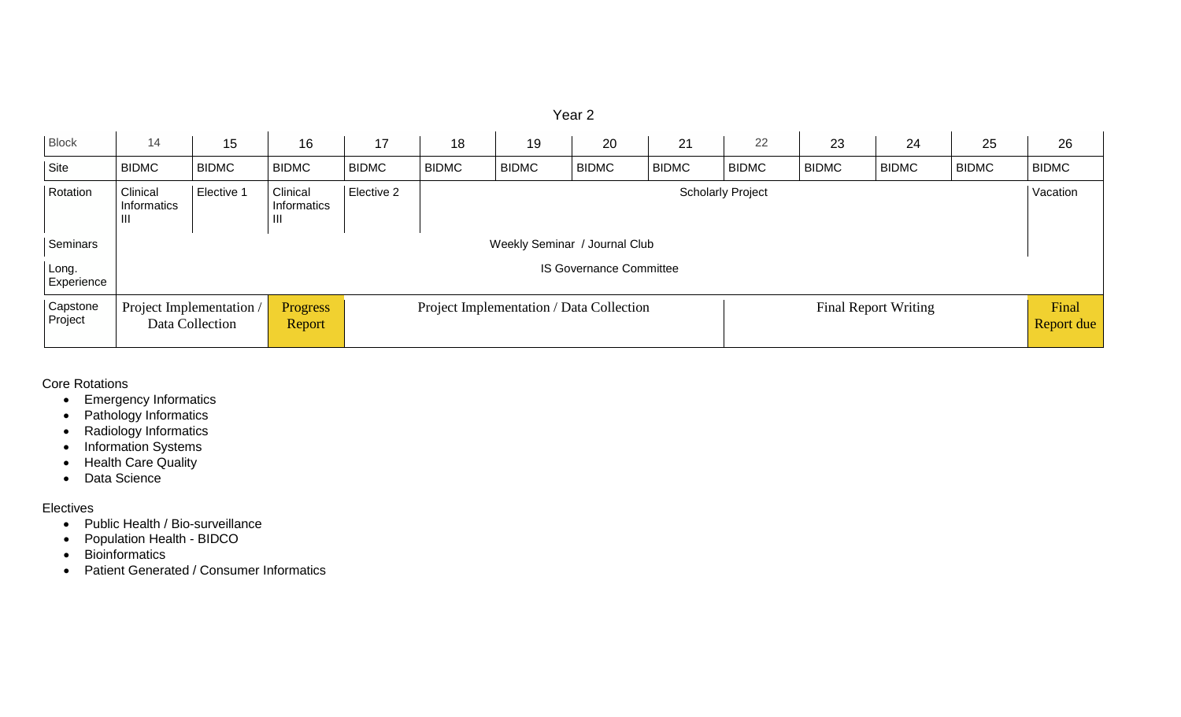Year 2

| Block | 14 | 15 | 16 | 17 | 18 | 19 | 20 | 21 | 22 | 23 | 24 | 25 | 26 |
|---|---|---|---|---|---|---|---|---|---|---|---|---|---|
| Site | BIDMC | BIDMC | BIDMC | BIDMC | BIDMC | BIDMC | BIDMC | BIDMC | BIDMC | BIDMC | BIDMC | BIDMC | BIDMC |
| Rotation | Clinical Informatics III | Elective 1 | Clinical Informatics III | Elective 2 | Scholarly Project | | | | | | | | Vacation |
| Seminars | Weekly Seminar / Journal Club | | | | | | | | | | | | |
| Long. Experience | IS Governance Committee | | | | | | | | | | | | |
| Capstone Project | Project Implementation / Data Collection | | Progress Report | Project Implementation / Data Collection | | | | | Final Report Writing | | | | Final Report due |

Core Rotations

- Emergency Informatics
- Pathology Informatics
- Radiology Informatics
- Information Systems
- Health Care Quality
- Data Science

Electives

- Public Health / Bio-surveillance
- Population Health - BIDCO
- Bioinformatics
- Patient Generated / Consumer Informatics